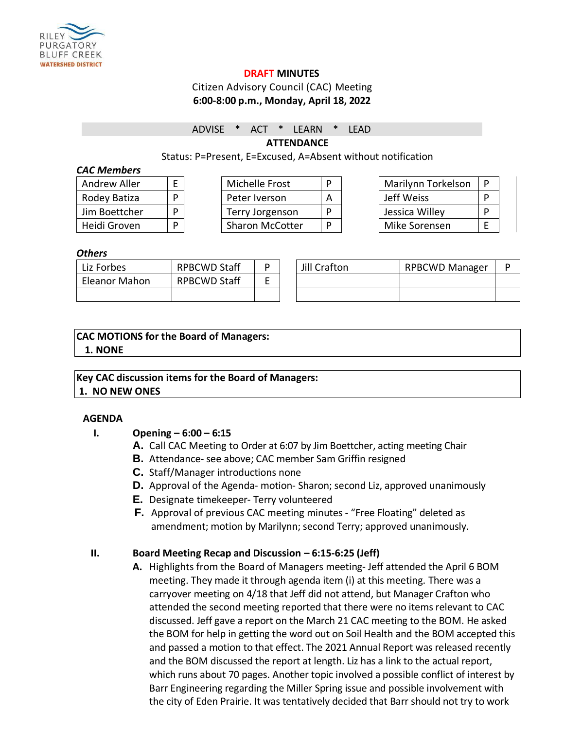RILEY PURGATORY BLUFF CREEK WATERSHED DISTRICT

# DRAFT MINUTES

Citizen Advisory Council (CAC) Meeting

**6:00-8:00 p.m., Monday, April 18, 2022**

ADVISE * ACT * LEARN * LEAD

**ATTENDANCE**

Status: P=Present, E=Excused, A=Absent without notification

***CAC Members***

| Name | Status | Name | Status | Name | Status |
|---|---|---|---|---|---|
| Andrew Aller | E | Michelle Frost | P | Marilynn Torkelson | P |
| Rodey Batiza | P | Peter Iverson | A | Jeff Weiss | P |
| Jim Boettcher | P | Terry Jorgenson | P | Jessica Willey | P |
| Heidi Groven | P | Sharon McCotter | P | Mike Sorensen | E |

***Others***

| Name | Role | Status | Name | Role | Status |
|---|---|---|---|---|---|
| Liz Forbes | RPBCWD Staff | P | Jill Crafton | RPBCWD Manager | P |
| Eleanor Mahon | RPBCWD Staff | E | | | |
| | | | | | |

**CAC MOTIONS for the Board of Managers:**

**1. NONE**

**Key CAC discussion items for the Board of Managers:**

**1. NO NEW ONES**

**AGENDA**

**I. Opening – 6:00 – 6:15**

- **A.** Call CAC Meeting to Order at 6:07 by Jim Boettcher, acting meeting Chair
- **B.** Attendance- see above; CAC member Sam Griffin resigned
- **C.** Staff/Manager introductions none
- **D.** Approval of the Agenda- motion- Sharon; second Liz, approved unanimously
- **E.** Designate timekeeper- Terry volunteered
- **F.** Approval of previous CAC meeting minutes - "Free Floating" deleted as amendment; motion by Marilynn; second Terry; approved unanimously.

**II. Board Meeting Recap and Discussion – 6:15-6:25 (Jeff)**

- **A.** Highlights from the Board of Managers meeting- Jeff attended the April 6 BOM meeting. They made it through agenda item (i) at this meeting. There was a carryover meeting on 4/18 that Jeff did not attend, but Manager Crafton who attended the second meeting reported that there were no items relevant to CAC discussed. Jeff gave a report on the March 21 CAC meeting to the BOM. He asked the BOM for help in getting the word out on Soil Health and the BOM accepted this and passed a motion to that effect. The 2021 Annual Report was released recently and the BOM discussed the report at length. Liz has a link to the actual report, which runs about 70 pages. Another topic involved a possible conflict of interest by Barr Engineering regarding the Miller Spring issue and possible involvement with the city of Eden Prairie. It was tentatively decided that Barr should not try to work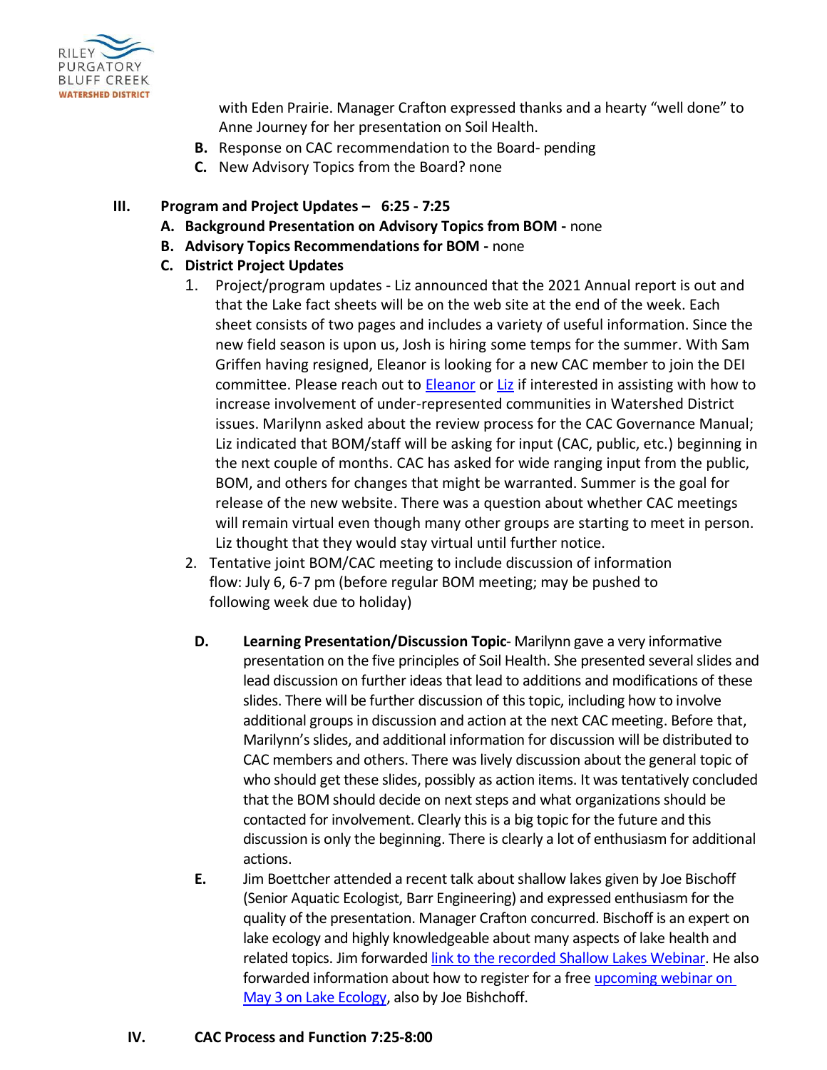with Eden Prairie. Manager Crafton expressed thanks and a hearty "well done" to Anne Journey for her presentation on Soil Health.

**B.** Response on CAC recommendation to the Board- pending

**C.** New Advisory Topics from the Board? none

## III. Program and Project Updates – 6:25 - 7:25

**A. Background Presentation on Advisory Topics from BOM -** none

**B. Advisory Topics Recommendations for BOM -** none

**C. District Project Updates**

1. Project/program updates - Liz announced that the 2021 Annual report is out and that the Lake fact sheets will be on the web site at the end of the week. Each sheet consists of two pages and includes a variety of useful information. Since the new field season is upon us, Josh is hiring some temps for the summer. With Sam Griffen having resigned, Eleanor is looking for a new CAC member to join the DEI committee. Please reach out to [Eleanor]() or [Liz]() if interested in assisting with how to increase involvement of under-represented communities in Watershed District issues. Marilynn asked about the review process for the CAC Governance Manual; Liz indicated that BOM/staff will be asking for input (CAC, public, etc.) beginning in the next couple of months. CAC has asked for wide ranging input from the public, BOM, and others for changes that might be warranted. Summer is the goal for release of the new website. There was a question about whether CAC meetings will remain virtual even though many other groups are starting to meet in person. Liz thought that they would stay virtual until further notice.
2. Tentative joint BOM/CAC meeting to include discussion of information flow: July 6, 6-7 pm (before regular BOM meeting; may be pushed to following week due to holiday)

**D. Learning Presentation/Discussion Topic**- Marilynn gave a very informative presentation on the five principles of Soil Health. She presented several slides and lead discussion on further ideas that lead to additions and modifications of these slides. There will be further discussion of this topic, including how to involve additional groups in discussion and action at the next CAC meeting. Before that, Marilynn's slides, and additional information for discussion will be distributed to CAC members and others. There was lively discussion about the general topic of who should get these slides, possibly as action items. It was tentatively concluded that the BOM should decide on next steps and what organizations should be contacted for involvement. Clearly this is a big topic for the future and this discussion is only the beginning. There is clearly a lot of enthusiasm for additional actions.

**E.** Jim Boettcher attended a recent talk about shallow lakes given by Joe Bischoff (Senior Aquatic Ecologist, Barr Engineering) and expressed enthusiasm for the quality of the presentation. Manager Crafton concurred. Bischoff is an expert on lake ecology and highly knowledgeable about many aspects of lake health and related topics. Jim forwarded [link to the recorded Shallow Lakes Webinar](). He also forwarded information about how to register for a free [upcoming webinar on May 3 on Lake Ecology](), also by Joe Bishchoff.

## IV. CAC Process and Function 7:25-8:00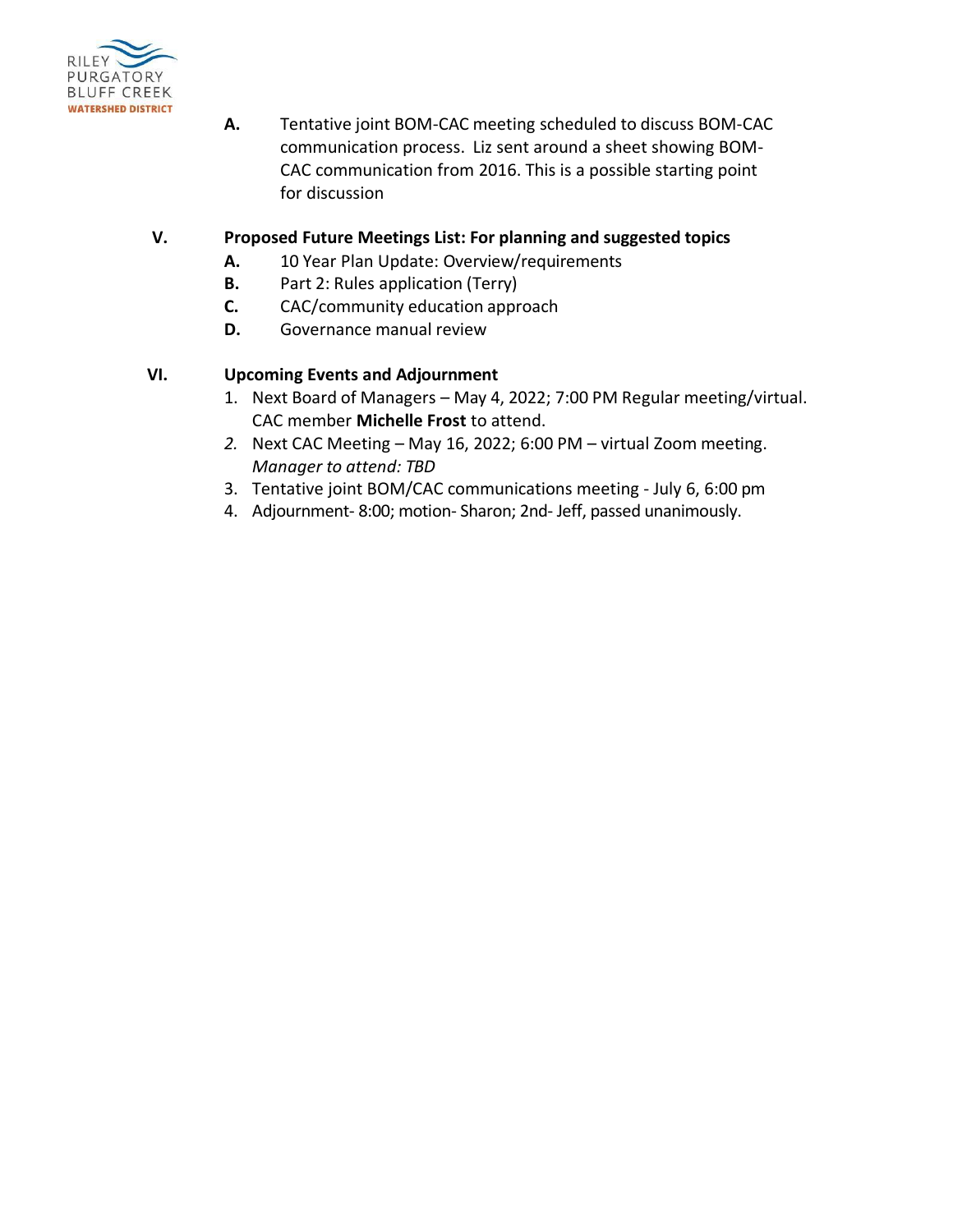**A.** Tentative joint BOM-CAC meeting scheduled to discuss BOM-CAC communication process. Liz sent around a sheet showing BOM-CAC communication from 2016. This is a possible starting point for discussion

## V. Proposed Future Meetings List: For planning and suggested topics

**A.** 10 Year Plan Update: Overview/requirements

**B.** Part 2: Rules application (Terry)

**C.** CAC/community education approach

**D.** Governance manual review

## VI. Upcoming Events and Adjournment

1. Next Board of Managers – May 4, 2022; 7:00 PM Regular meeting/virtual. CAC member **Michelle Frost** to attend.
2. Next CAC Meeting – May 16, 2022; 6:00 PM – virtual Zoom meeting. *Manager to attend: TBD*
3. Tentative joint BOM/CAC communications meeting - July 6, 6:00 pm
4. Adjournment- 8:00; motion- Sharon; 2nd- Jeff, passed unanimously.